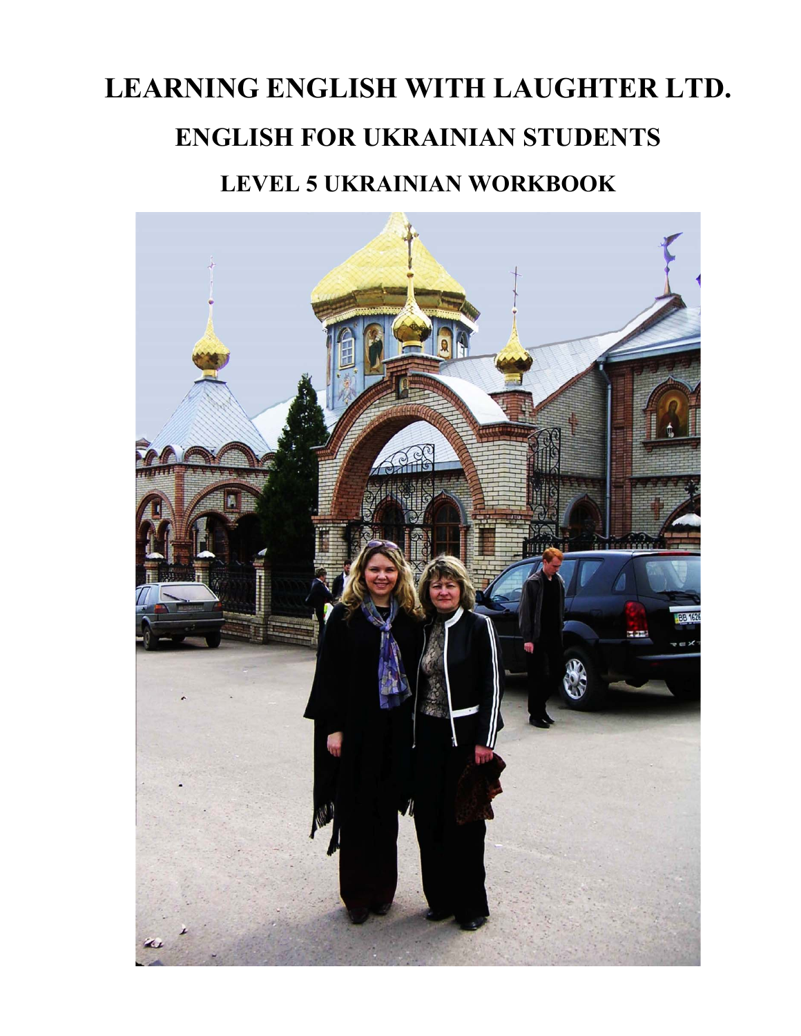# LEARNING ENGLISH WITH LAUGHTER LTD.

## ENGLISH FOR UKRAINIAN STUDENTS

### LEVEL 5 UKRAINIAN WORKBOOK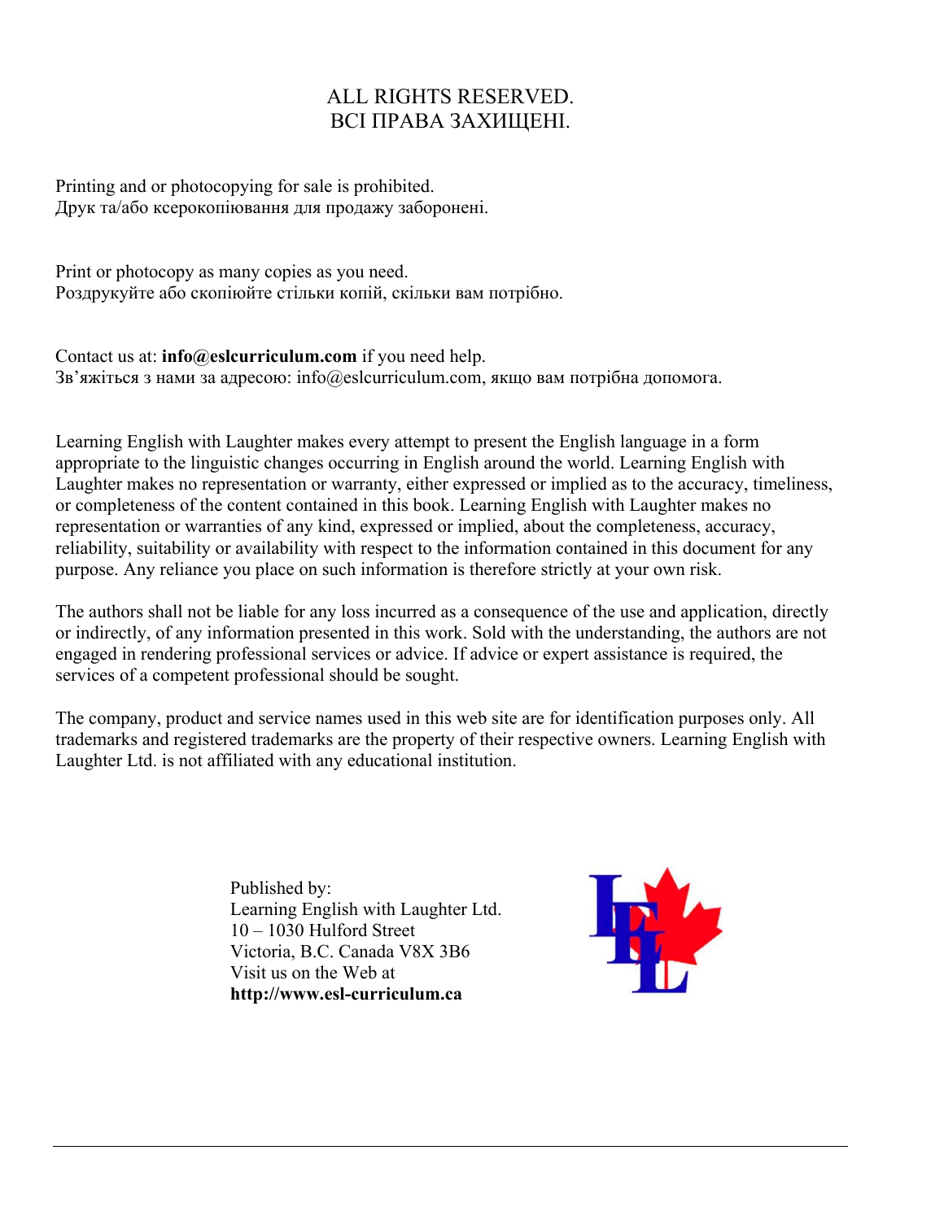ALL RIGHTS RESERVED.
ВСІ ПРАВА ЗАХИЩЕНІ.

Printing and or photocopying for sale is prohibited.
Друк та/або ксерокопіювання для продажу заборонені.

Print or photocopy as many copies as you need.
Роздрукуйте або скопіюйте стільки копій, скільки вам потрібно.

Contact us at: **info@eslcurriculum.com** if you need help.
Зв'яжіться з нами за адресою: info@eslcurriculum.com, якщо вам потрібна допомога.

Learning English with Laughter makes every attempt to present the English language in a form appropriate to the linguistic changes occurring in English around the world. Learning English with Laughter makes no representation or warranty, either expressed or implied as to the accuracy, timeliness, or completeness of the content contained in this book. Learning English with Laughter makes no representation or warranties of any kind, expressed or implied, about the completeness, accuracy, reliability, suitability or availability with respect to the information contained in this document for any purpose. Any reliance you place on such information is therefore strictly at your own risk.

The authors shall not be liable for any loss incurred as a consequence of the use and application, directly or indirectly, of any information presented in this work. Sold with the understanding, the authors are not engaged in rendering professional services or advice. If advice or expert assistance is required, the services of a competent professional should be sought.

The company, product and service names used in this web site are for identification purposes only. All trademarks and registered trademarks are the property of their respective owners. Learning English with Laughter Ltd. is not affiliated with any educational institution.

Published by:
Learning English with Laughter Ltd.
10 – 1030 Hulford Street
Victoria, B.C. Canada V8X 3B6
Visit us on the Web at
**http://www.esl-curriculum.ca**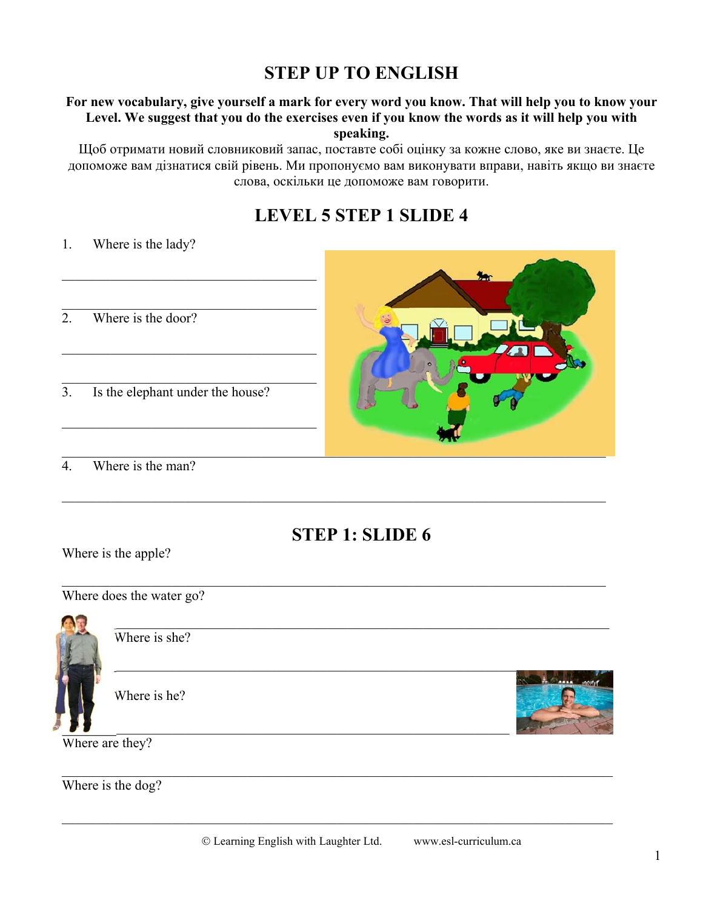# STEP UP TO ENGLISH

**For new vocabulary, give yourself a mark for every word you know. That will help you to know your Level. We suggest that you do the exercises even if you know the words as it will help you with speaking.**

Щоб отримати новий словниковий запас, поставте собі оцінку за кожне слово, яке ви знаєте. Це допоможе вам дізнатися свій рівень. Ми пропонуємо вам виконувати вправи, навіть якщо ви знаєте слова, оскільки це допоможе вам говорити.

## LEVEL 5 STEP 1 SLIDE 4

1. Where is the lady?

___________________________________

___________________________________

2. Where is the door?

___________________________________

___________________________________

3. Is the elephant under the house?

___________________________________

___________________________________

4. Where is the man?

___________________________________

## STEP 1: SLIDE 6

Where is the apple?

___________________________________

Where does the water go?

___________________________________

Where is she?

___________________________________

Where is he?

___________________________________

Where are they?

___________________________________

Where is the dog?

___________________________________

© Learning English with Laughter Ltd. www.esl-curriculum.ca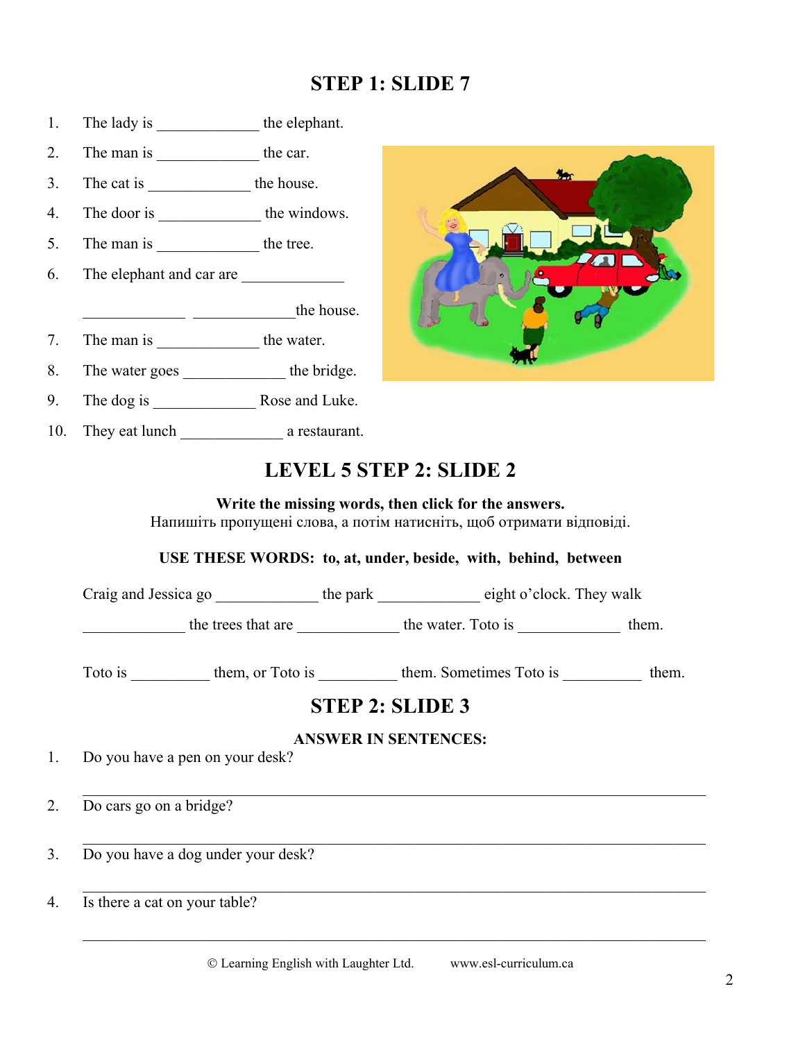## STEP 1: SLIDE 7

1. The lady is _____________ the elephant.
2. The man is _____________ the car.
3. The cat is _____________ the house.
4. The door is _____________ the windows.
5. The man is _____________ the tree.
6. The elephant and car are _____________ _____________ _____________the house.
7. The man is _____________ the water.
8. The water goes _____________ the bridge.
9. The dog is _____________ Rose and Luke.
10. They eat lunch _____________ a restaurant.

## LEVEL 5 STEP 2: SLIDE 2

**Write the missing words, then click for the answers.**
Напишіть пропущені слова, а потім натисніть, щоб отримати відповіді.

**USE THESE WORDS: to, at, under, beside, with, behind, between**

Craig and Jessica go _____________ the park _____________ eight o'clock. They walk _____________ the trees that are _____________ the water. Toto is _____________ them.

Toto is __________ them, or Toto is __________ them. Sometimes Toto is __________ them.

## STEP 2: SLIDE 3

**ANSWER IN SENTENCES:**

1. Do you have a pen on your desk?

_______________________________________________

2. Do cars go on a bridge?

_______________________________________________

3. Do you have a dog under your desk?

_______________________________________________

4. Is there a cat on your table?

_______________________________________________

© Learning English with Laughter Ltd. www.esl-curriculum.ca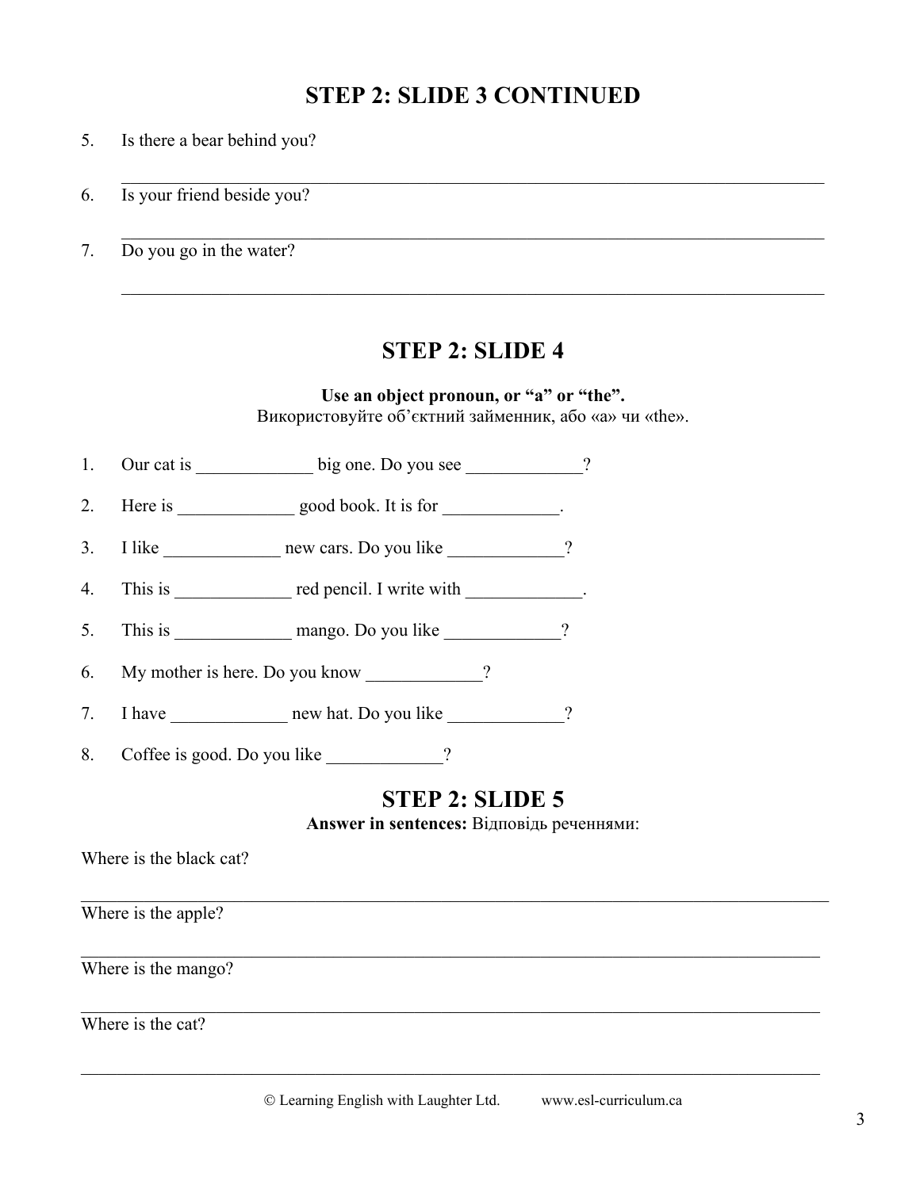## STEP 2: SLIDE 3 CONTINUED

5. Is there a bear behind you?

   ______________________________________________________________________

6. Is your friend beside you?

   ______________________________________________________________________

7. Do you go in the water?

   ______________________________________________________________________

## STEP 2: SLIDE 4

**Use an object pronoun, or "a" or "the".**
Використовуйте об'єктний займенник, або «a» чи «the».

1. Our cat is _____________ big one. Do you see _____________?
2. Here is _____________ good book. It is for _____________.
3. I like _____________ new cars. Do you like _____________?
4. This is _____________ red pencil. I write with _____________.
5. This is _____________ mango. Do you like _____________?
6. My mother is here. Do you know _____________?
7. I have _____________ new hat. Do you like _____________?
8. Coffee is good. Do you like _____________?

## STEP 2: SLIDE 5

**Answer in sentences:** Відповідь реченнями:

Where is the black cat?

______________________________________________________________________

Where is the apple?

______________________________________________________________________

Where is the mango?

______________________________________________________________________

Where is the cat?

______________________________________________________________________

© Learning English with Laughter Ltd. www.esl-curriculum.ca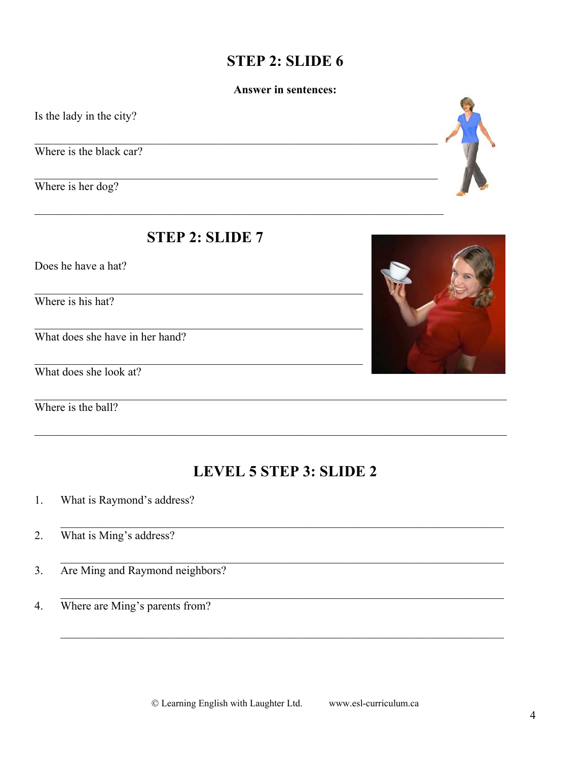## STEP 2: SLIDE 6

**Answer in sentences:**

Is the lady in the city?

______________________________________________________________________

Where is the black car?

______________________________________________________________________

Where is her dog?

______________________________________________________________________

## STEP 2: SLIDE 7

Does he have a hat?

______________________________________________________________________

Where is his hat?

______________________________________________________________________

What does she have in her hand?

______________________________________________________________________

What does she look at?

______________________________________________________________________

Where is the ball?

______________________________________________________________________

## LEVEL 5 STEP 3: SLIDE 2

1. What is Raymond's address?

   ______________________________________________________________________

2. What is Ming's address?

   ______________________________________________________________________

3. Are Ming and Raymond neighbors?

   ______________________________________________________________________

4. Where are Ming's parents from?

   ______________________________________________________________________

© Learning English with Laughter Ltd. www.esl-curriculum.ca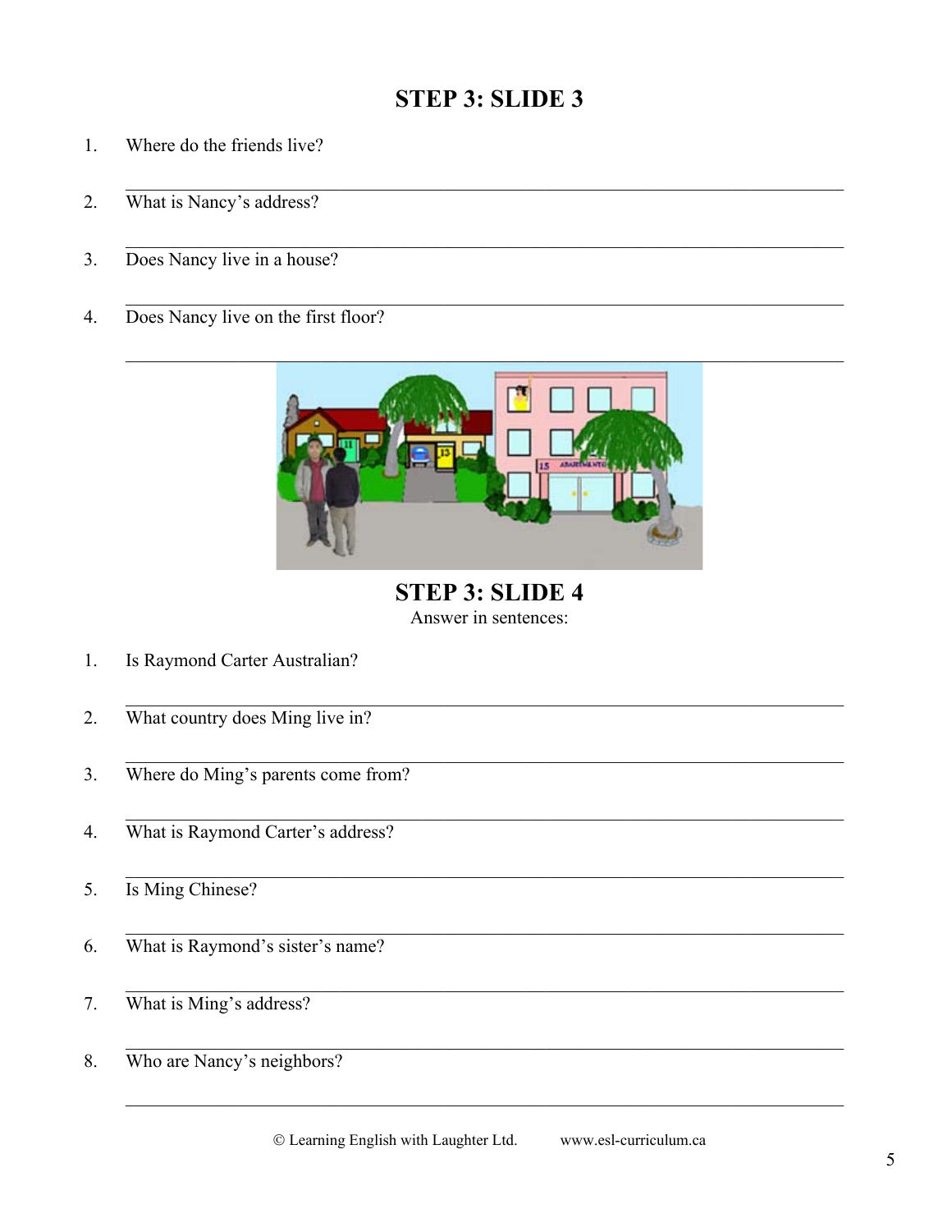## STEP 3: SLIDE 3

1. Where do the friends live?

   ______________________________________________________________

2. What is Nancy's address?

   ______________________________________________________________

3. Does Nancy live in a house?

   ______________________________________________________________

4. Does Nancy live on the first floor?

   ______________________________________________________________

## STEP 3: SLIDE 4

Answer in sentences:

1. Is Raymond Carter Australian?

   ______________________________________________________________

2. What country does Ming live in?

   ______________________________________________________________

3. Where do Ming's parents come from?

   ______________________________________________________________

4. What is Raymond Carter's address?

   ______________________________________________________________

5. Is Ming Chinese?

   ______________________________________________________________

6. What is Raymond's sister's name?

   ______________________________________________________________

7. What is Ming's address?

   ______________________________________________________________

8. Who are Nancy's neighbors?

   ______________________________________________________________

© Learning English with Laughter Ltd. www.esl-curriculum.ca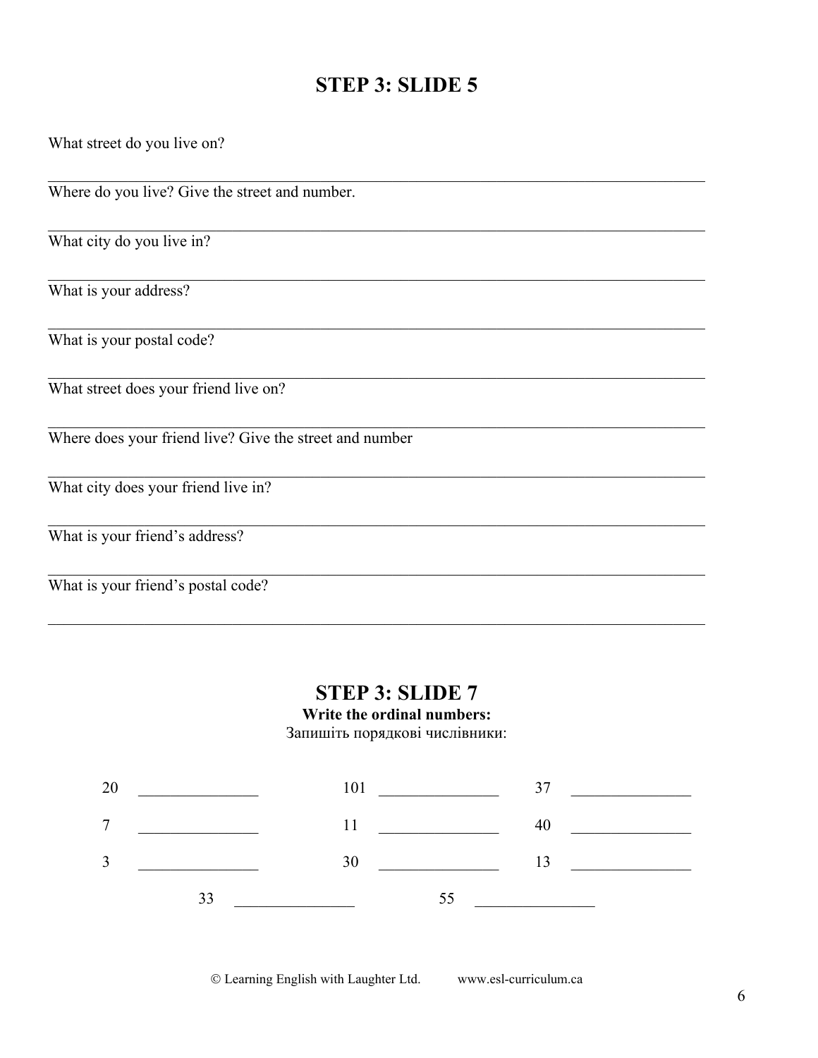## STEP 3: SLIDE 5

What street do you live on?

_______________________________________________________________________________

Where do you live? Give the street and number.

_______________________________________________________________________________

What city do you live in?

_______________________________________________________________________________

What is your address?

_______________________________________________________________________________

What is your postal code?

_______________________________________________________________________________

What street does your friend live on?

_______________________________________________________________________________

Where does your friend live? Give the street and number

_______________________________________________________________________________

What city does your friend live in?

_______________________________________________________________________________

What is your friend's address?

_______________________________________________________________________________

What is your friend's postal code?

_______________________________________________________________________________

## STEP 3: SLIDE 7

**Write the ordinal numbers:**

Запишіть порядкові числівники:

20 _______________ 101 _______________ 37 _______________

7 _______________ 11 _______________ 40 _______________

3 _______________ 30 _______________ 13 _______________

33 _______________ 55 _______________

© Learning English with Laughter Ltd. www.esl-curriculum.ca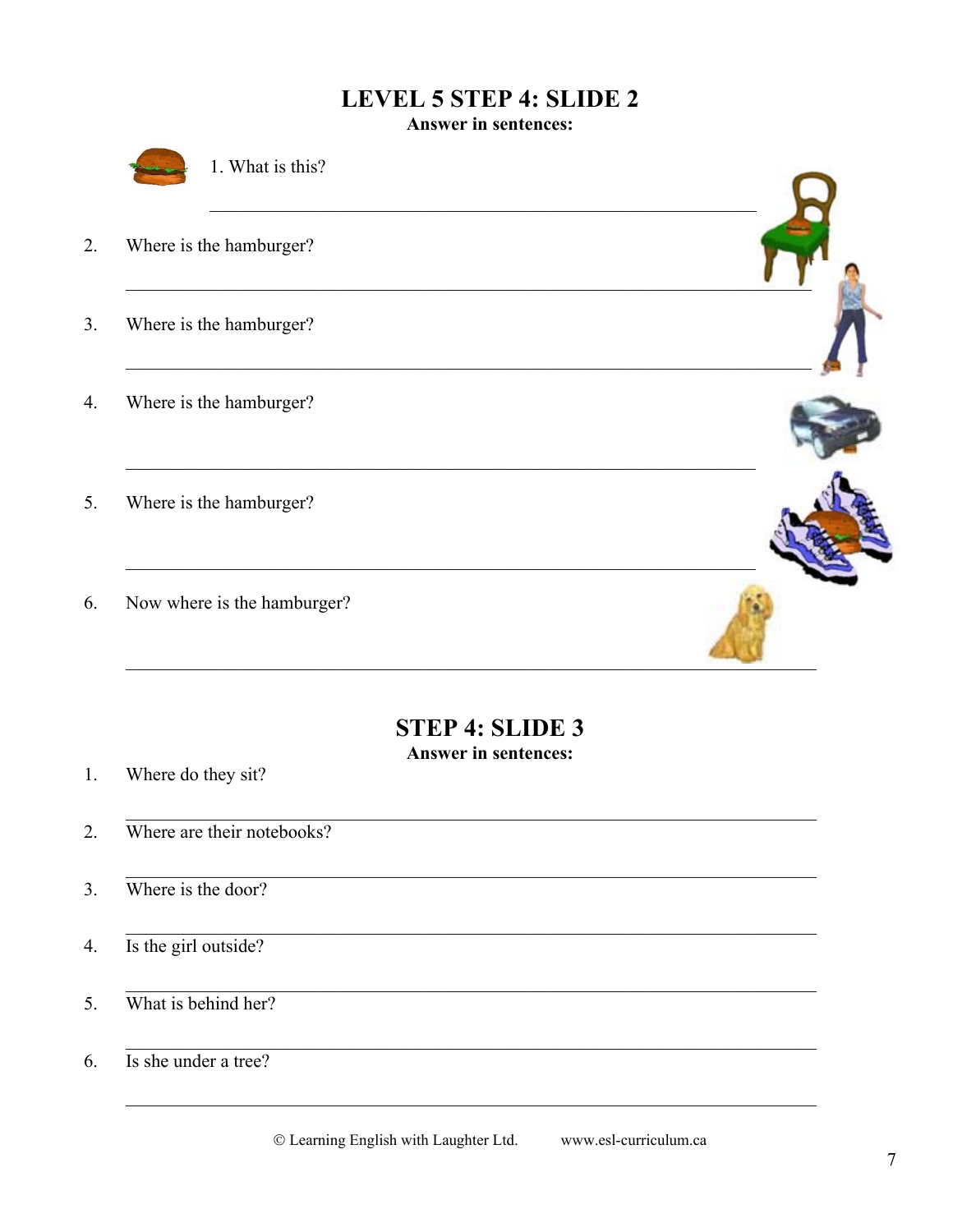## LEVEL 5 STEP 4: SLIDE 2

**Answer in sentences:**

1. What is this?

_______________________________________________

2. Where is the hamburger?

_______________________________________________

3. Where is the hamburger?

_______________________________________________

4. Where is the hamburger?

_______________________________________________

5. Where is the hamburger?

_______________________________________________

6. Now where is the hamburger?

_______________________________________________

## STEP 4: SLIDE 3

**Answer in sentences:**

1. Where do they sit?

_______________________________________________

2. Where are their notebooks?

_______________________________________________

3. Where is the door?

_______________________________________________

4. Is the girl outside?

_______________________________________________

5. What is behind her?

_______________________________________________

6. Is she under a tree?

_______________________________________________

© Learning English with Laughter Ltd. www.esl-curriculum.ca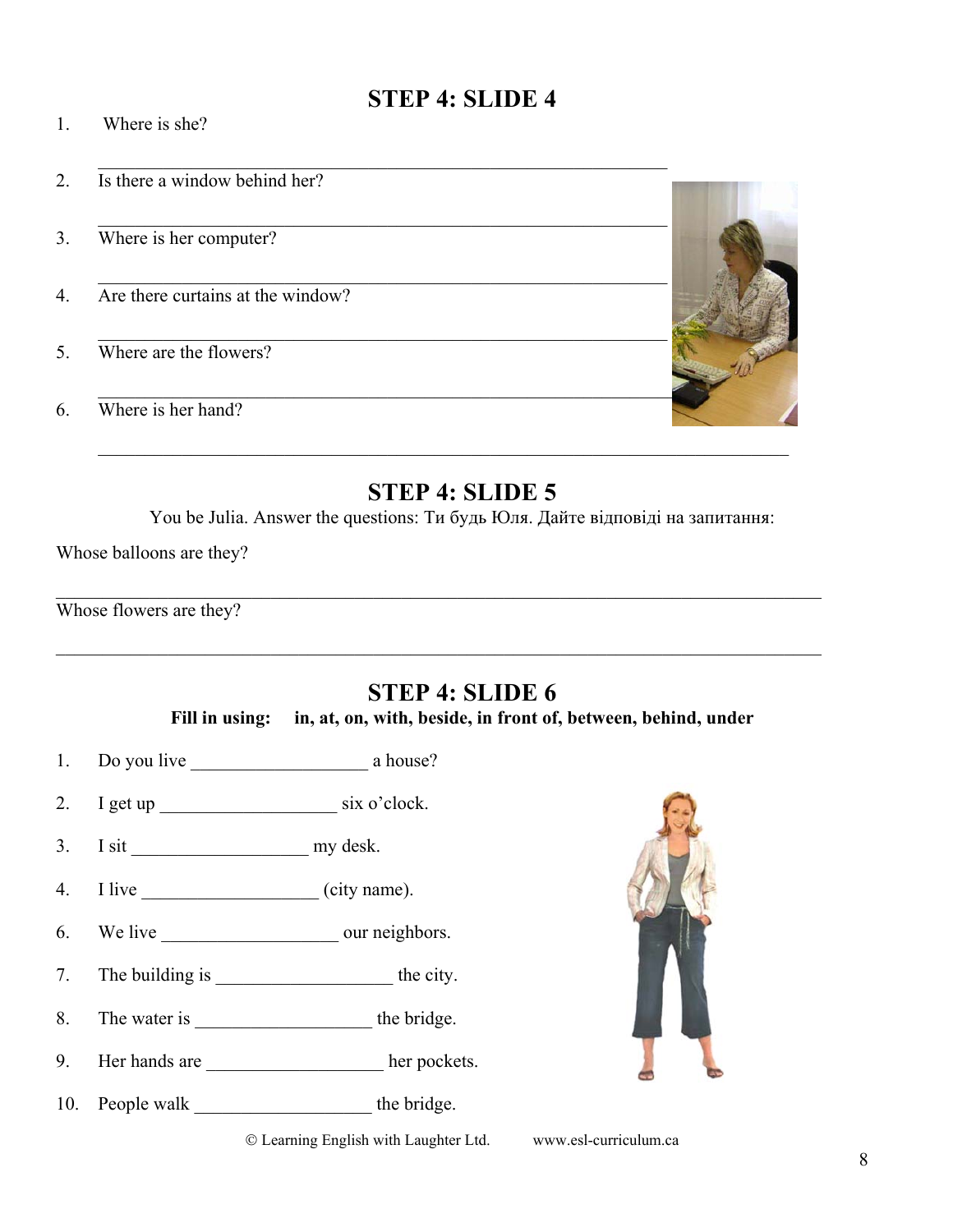## STEP 4: SLIDE 4

1. Where is she?

   ___________________________________________

2. Is there a window behind her?

   ___________________________________________

3. Where is her computer?

   ___________________________________________

4. Are there curtains at the window?

   ___________________________________________

5. Where are the flowers?

   ___________________________________________

6. Where is her hand?

   ___________________________________________

## STEP 4: SLIDE 5

You be Julia. Answer the questions: Ти будь Юля. Дайте відповіді на запитання:

Whose balloons are they?

___________________________________________

Whose flowers are they?

___________________________________________

## STEP 4: SLIDE 6

**Fill in using: in, at, on, with, beside, in front of, between, behind, under**

1. Do you live ___________________ a house?
2. I get up ___________________ six o'clock.
3. I sit ___________________ my desk.
4. I live ___________________ (city name).
6. We live ___________________ our neighbors.
7. The building is ___________________ the city.
8. The water is ___________________ the bridge.
9. Her hands are ___________________ her pockets.
10. People walk ___________________ the bridge.

© Learning English with Laughter Ltd. www.esl-curriculum.ca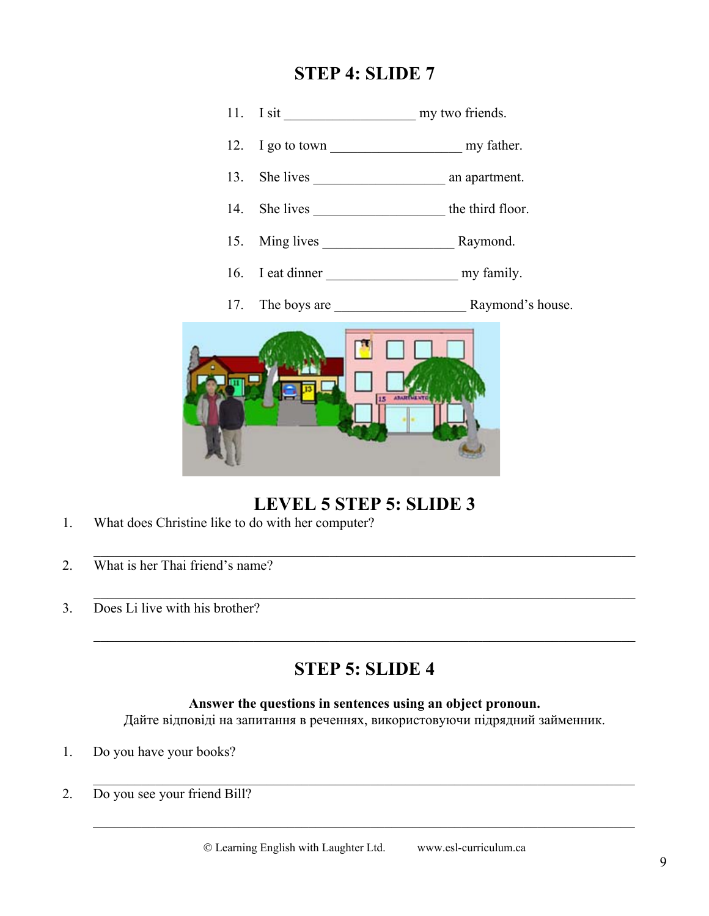## STEP 4: SLIDE 7

11. I sit ___________________ my two friends.
12. I go to town ___________________ my father.
13. She lives ___________________ an apartment.
14. She lives ___________________ the third floor.
15. Ming lives ___________________ Raymond.
16. I eat dinner ___________________ my family.
17. The boys are ___________________ Raymond's house.

## LEVEL 5 STEP 5: SLIDE 3

1. What does Christine like to do with her computer?

___________________________________________________________________________

2. What is her Thai friend's name?

___________________________________________________________________________

3. Does Li live with his brother?

___________________________________________________________________________

## STEP 5: SLIDE 4

**Answer the questions in sentences using an object pronoun.**
Дайте відповіді на запитання в реченнях, використовуючи підрядний займенник.

1. Do you have your books?

___________________________________________________________________________

2. Do you see your friend Bill?

___________________________________________________________________________

© Learning English with Laughter Ltd. www.esl-curriculum.ca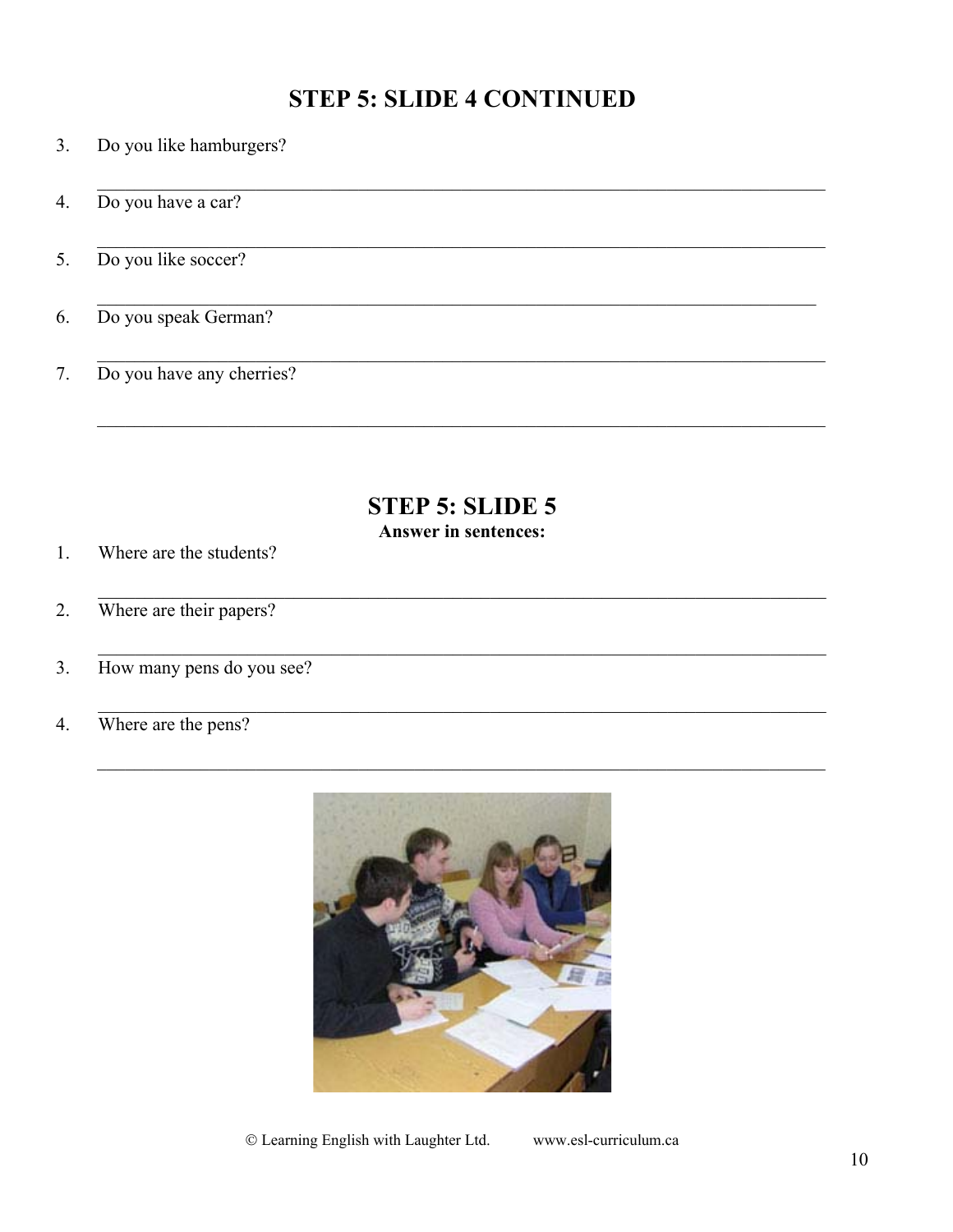## STEP 5: SLIDE 4 CONTINUED

3. Do you like hamburgers?

_______________________________________________________________________________

4. Do you have a car?

_______________________________________________________________________________

5. Do you like soccer?

_______________________________________________________________________________

6. Do you speak German?

_______________________________________________________________________________

7. Do you have any cherries?

_______________________________________________________________________________

## STEP 5: SLIDE 5

**Answer in sentences:**

1. Where are the students?

_______________________________________________________________________________

2. Where are their papers?

_______________________________________________________________________________

3. How many pens do you see?

_______________________________________________________________________________

4. Where are the pens?

_______________________________________________________________________________

© Learning English with Laughter Ltd. www.esl-curriculum.ca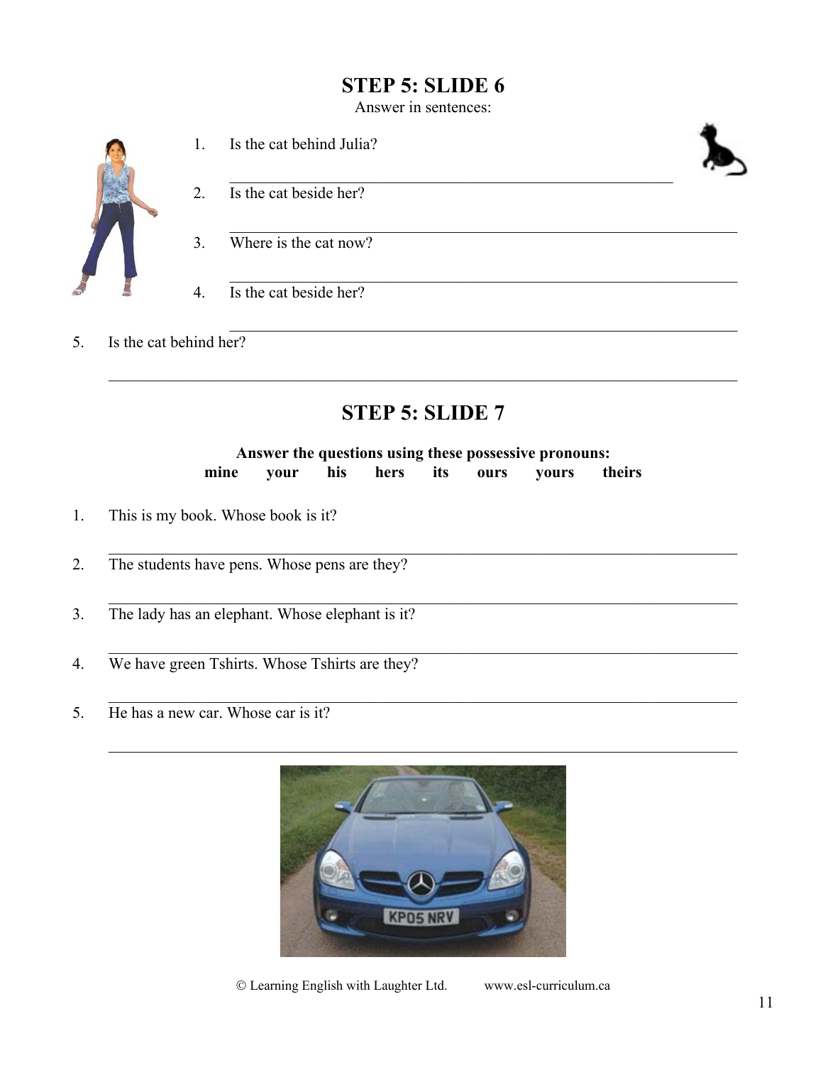## STEP 5: SLIDE 6

Answer in sentences:

1. Is the cat behind Julia?

   ______________________________________________________

2. Is the cat beside her?

   ______________________________________________________

3. Where is the cat now?

   ______________________________________________________

4. Is the cat beside her?

   ______________________________________________________

5. Is the cat behind her?

   ______________________________________________________

## STEP 5: SLIDE 7

**Answer the questions using these possessive pronouns:**
**mine your his hers its ours yours theirs**

1. This is my book. Whose book is it?

   ______________________________________________________

2. The students have pens. Whose pens are they?

   ______________________________________________________

3. The lady has an elephant. Whose elephant is it?

   ______________________________________________________

4. We have green Tshirts. Whose Tshirts are they?

   ______________________________________________________

5. He has a new car. Whose car is it?

   ______________________________________________________

© Learning English with Laughter Ltd. www.esl-curriculum.ca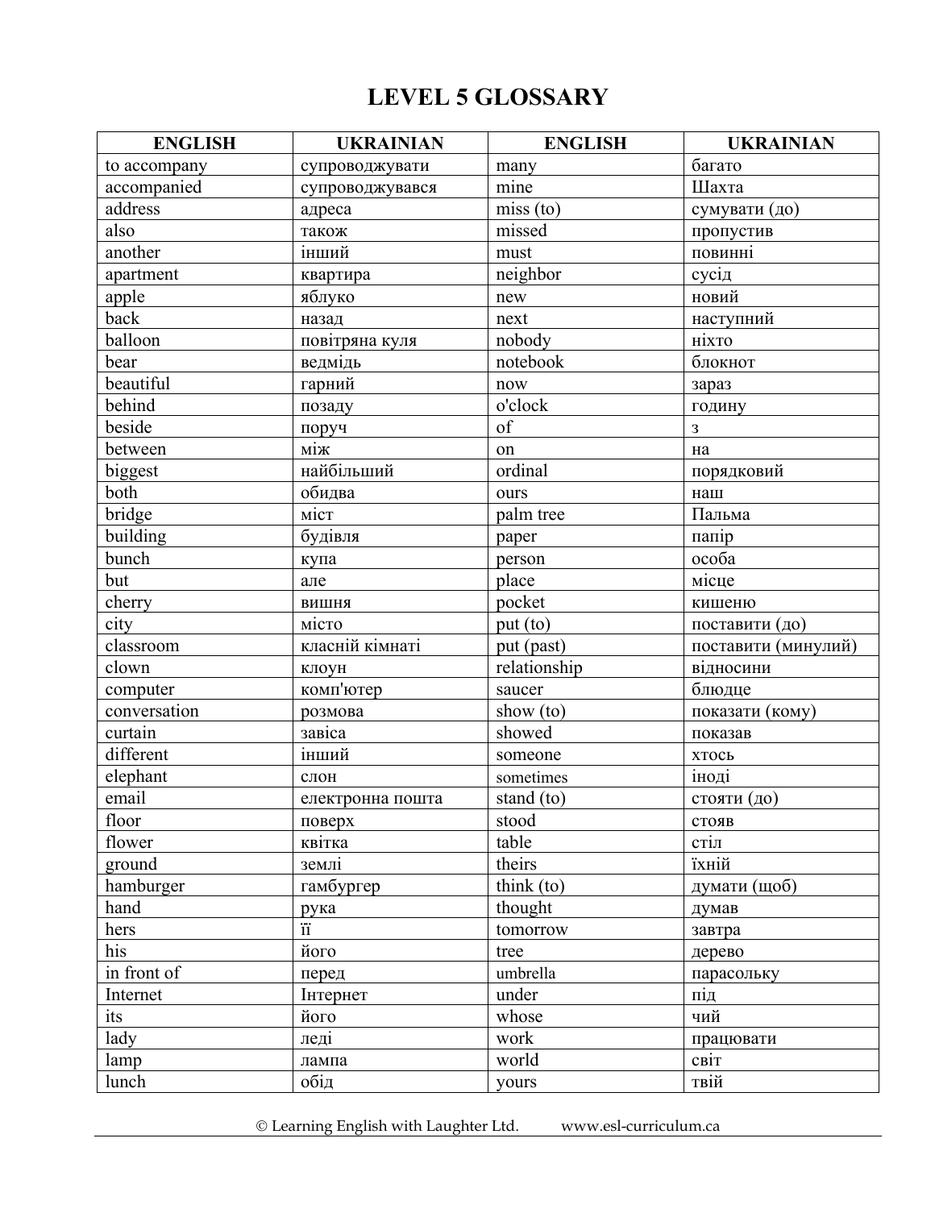# LEVEL 5 GLOSSARY

| ENGLISH | UKRAINIAN | ENGLISH | UKRAINIAN |
|---|---|---|---|
| to accompany | супроводжувати | many | багато |
| accompanied | супроводжувався | mine | Шахта |
| address | адреса | miss (to) | сумувати (до) |
| also | також | missed | пропустив |
| another | інший | must | повинні |
| apartment | квартира | neighbor | сусід |
| apple | яблуко | new | новий |
| back | назад | next | наступний |
| balloon | повітряна куля | nobody | ніхто |
| bear | ведмідь | notebook | блокнот |
| beautiful | гарний | now | зараз |
| behind | позаду | o'clock | годину |
| beside | поруч | of | з |
| between | між | on | на |
| biggest | найбільший | ordinal | порядковий |
| both | обидва | ours | наш |
| bridge | міст | palm tree | Пальма |
| building | будівля | paper | папір |
| bunch | купа | person | особа |
| but | але | place | місце |
| cherry | вишня | pocket | кишеню |
| city | місто | put (to) | поставити (до) |
| classroom | класній кімнаті | put (past) | поставити (минулий) |
| clown | клоун | relationship | відносини |
| computer | комп'ютер | saucer | блюдце |
| conversation | розмова | show (to) | показати (кому) |
| curtain | завіса | showed | показав |
| different | інший | someone | хтось |
| elephant | слон | sometimes | іноді |
| email | електронна пошта | stand (to) | стояти (до) |
| floor | поверх | stood | стояв |
| flower | квітка | table | стіл |
| ground | землі | theirs | їхній |
| hamburger | гамбургер | think (to) | думати (щоб) |
| hand | рука | thought | думав |
| hers | її | tomorrow | завтра |
| his | його | tree | дерево |
| in front of | перед | umbrella | парасольку |
| Internet | Інтернет | under | під |
| its | його | whose | чий |
| lady | леді | work | працювати |
| lamp | лампа | world | світ |
| lunch | обід | yours | твій |

© Learning English with Laughter Ltd. www.esl-curriculum.ca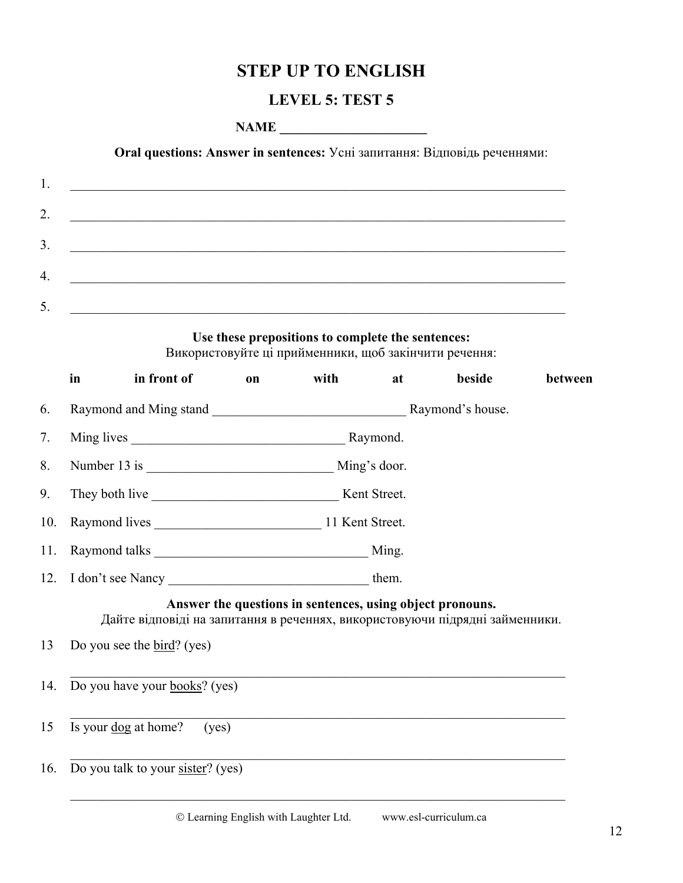# STEP UP TO ENGLISH

## LEVEL 5: TEST 5

**NAME ______________________**

**Oral questions: Answer in sentences:** Усні запитання: Відповідь реченнями:

1. ___________________________________________________________________________

2. ___________________________________________________________________________

3. ___________________________________________________________________________

4. ___________________________________________________________________________

5. ___________________________________________________________________________

**Use these prepositions to complete the sentences:**
Використовуйте ці прийменники, щоб закінчити речення:

**in** **in front of** **on** **with** **at** **beside** **between**

6. Raymond and Ming stand ______________________________ Raymond's house.
7. Ming lives ________________________________ Raymond.
8. Number 13 is ____________________________ Ming's door.
9. They both live ____________________________ Kent Street.
10. Raymond lives _________________________ 11 Kent Street.
11. Raymond talks ________________________________ Ming.
12. I don't see Nancy ______________________________ them.

**Answer the questions in sentences, using object pronouns.**
Дайте відповіді на запитання в реченнях, використовуючи підрядні займенники.

13 Do you see the bird? (yes)

___________________________________________________________________________

14. Do you have your books? (yes)

___________________________________________________________________________

15 Is your dog at home? (yes)

___________________________________________________________________________

16. Do you talk to your sister? (yes)

___________________________________________________________________________

© Learning English with Laughter Ltd. www.esl-curriculum.ca